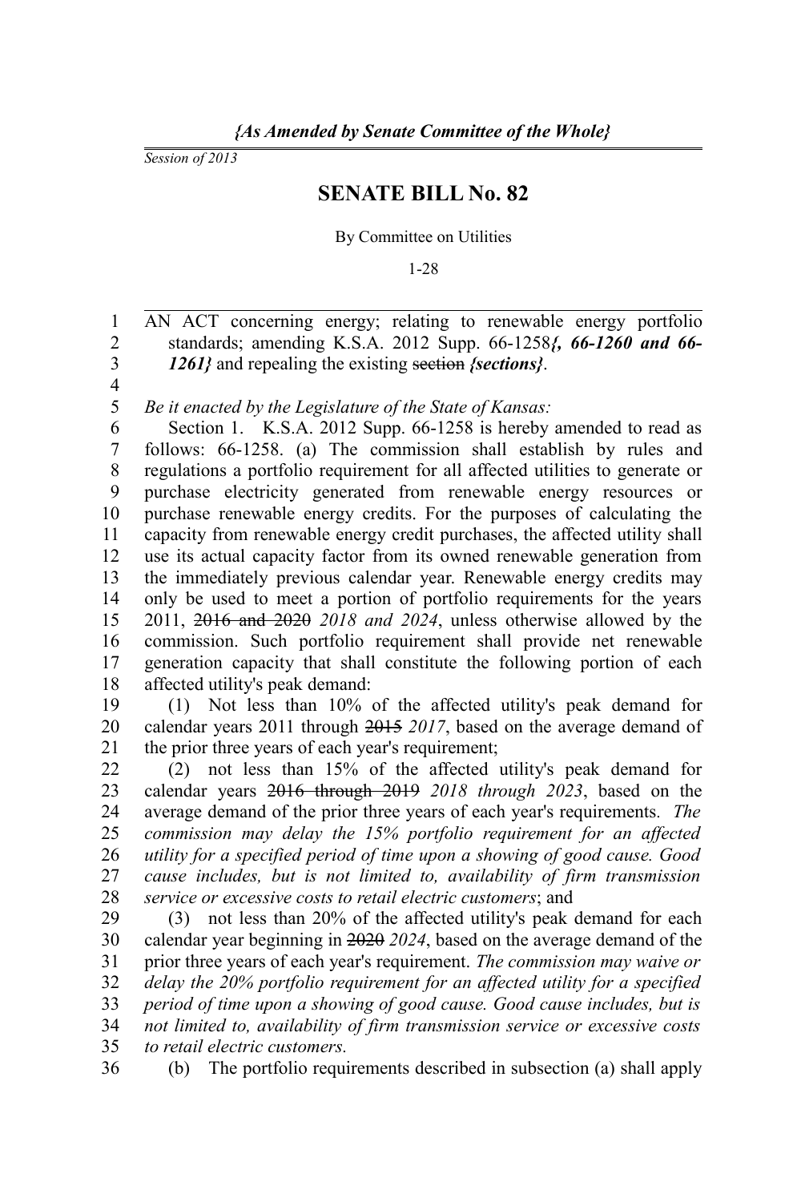*{As Amended by Senate Committee of the Whole}*

*Session of 2013*

# SENATE BILL No. 82

By Committee on Utilities

1-28

AN ACT concerning energy; relating to renewable energy portfolio standards; amending K.S.A. 2012 Supp. 66-1258***{, 66-1260 and 66-1261}*** and repealing the existing ~~section~~ ***{sections}***.

*Be it enacted by the Legislature of the State of Kansas:*

Section 1. K.S.A. 2012 Supp. 66-1258 is hereby amended to read as follows: 66-1258. (a) The commission shall establish by rules and regulations a portfolio requirement for all affected utilities to generate or purchase electricity generated from renewable energy resources or purchase renewable energy credits. For the purposes of calculating the capacity from renewable energy credit purchases, the affected utility shall use its actual capacity factor from its owned renewable generation from the immediately previous calendar year. Renewable energy credits may only be used to meet a portion of portfolio requirements for the years 2011, ~~2016 and 2020~~ *2018 and 2024*, unless otherwise allowed by the commission. Such portfolio requirement shall provide net renewable generation capacity that shall constitute the following portion of each affected utility's peak demand:

(1) Not less than 10% of the affected utility's peak demand for calendar years 2011 through ~~2015~~ *2017*, based on the average demand of the prior three years of each year's requirement;

(2) not less than 15% of the affected utility's peak demand for calendar years ~~2016 through 2019~~ *2018 through 2023*, based on the average demand of the prior three years of each year's requirements. *The commission may delay the 15% portfolio requirement for an affected utility for a specified period of time upon a showing of good cause. Good cause includes, but is not limited to, availability of firm transmission service or excessive costs to retail electric customers*; and

(3) not less than 20% of the affected utility's peak demand for each calendar year beginning in ~~2020~~ *2024*, based on the average demand of the prior three years of each year's requirement. *The commission may waive or delay the 20% portfolio requirement for an affected utility for a specified period of time upon a showing of good cause. Good cause includes, but is not limited to, availability of firm transmission service or excessive costs to retail electric customers.*

(b) The portfolio requirements described in subsection (a) shall apply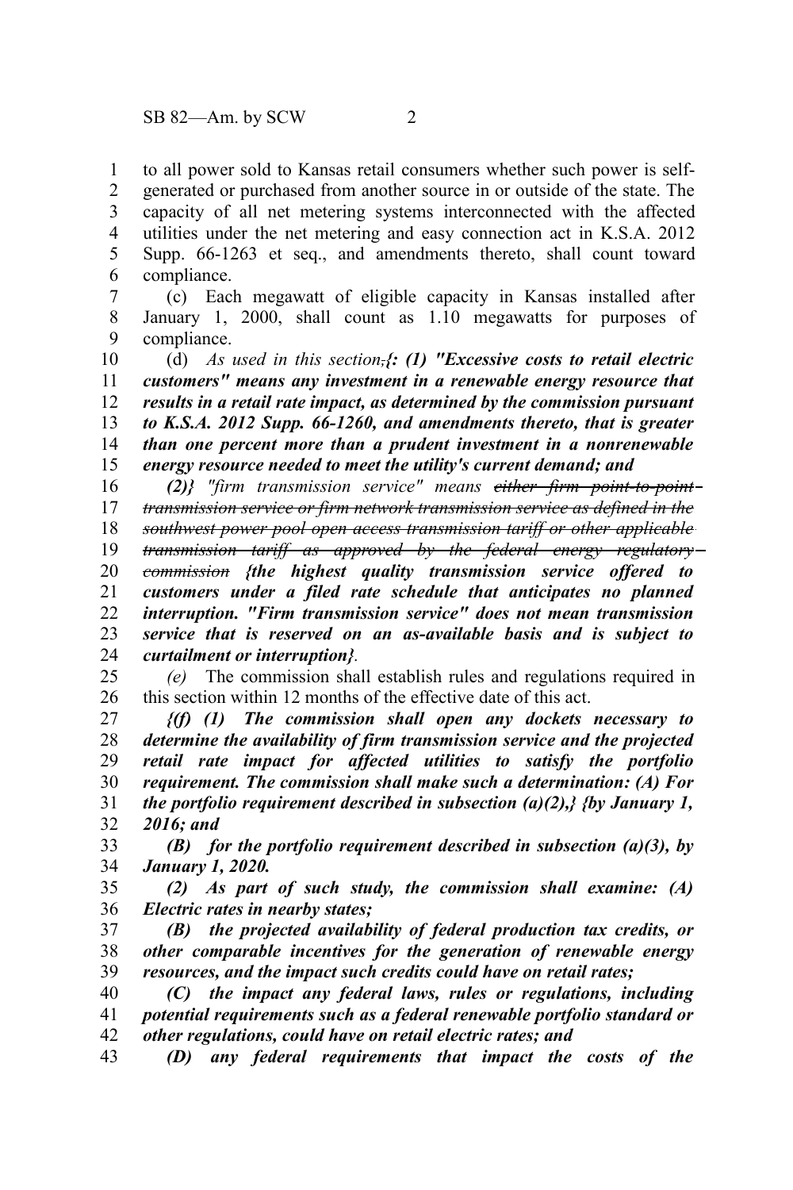to all power sold to Kansas retail consumers whether such power is self-generated or purchased from another source in or outside of the state. The capacity of all net metering systems interconnected with the affected utilities under the net metering and easy connection act in K.S.A. 2012 Supp. 66-1263 et seq., and amendments thereto, shall count toward compliance.

(c) Each megawatt of eligible capacity in Kansas installed after January 1, 2000, shall count as 1.10 megawatts for purposes of compliance.

(d) *As used in this section*~~,~~***{: (1) "Excessive costs to retail electric customers" means any investment in a renewable energy resource that results in a retail rate impact, as determined by the commission pursuant to K.S.A. 2012 Supp. 66-1260, and amendments thereto, that is greater than one percent more than a prudent investment in a nonrenewable energy resource needed to meet the utility's current demand; and***

***(2)}*** "firm transmission service" means ~~either firm point-to-point transmission service or firm network transmission service as defined in the southwest power pool open access transmission tariff or other applicable transmission tariff as approved by the federal energy regulatory commission~~ ***{the highest quality transmission service offered to customers under a filed rate schedule that anticipates no planned interruption. "Firm transmission service" does not mean transmission service that is reserved on an as-available basis and is subject to curtailment or interruption}***.

*(e)* The commission shall establish rules and regulations required in this section within 12 months of the effective date of this act.

***{(f) (1) The commission shall open any dockets necessary to determine the availability of firm transmission service and the projected retail rate impact for affected utilities to satisfy the portfolio requirement. The commission shall make such a determination: (A) For the portfolio requirement described in subsection (a)(2),} {by January 1, 2016; and***

***(B) for the portfolio requirement described in subsection (a)(3), by January 1, 2020.***

***(2) As part of such study, the commission shall examine: (A) Electric rates in nearby states;***

***(B) the projected availability of federal production tax credits, or other comparable incentives for the generation of renewable energy resources, and the impact such credits could have on retail rates;***

***(C) the impact any federal laws, rules or regulations, including potential requirements such as a federal renewable portfolio standard or other regulations, could have on retail electric rates; and***

***(D) any federal requirements that impact the costs of the***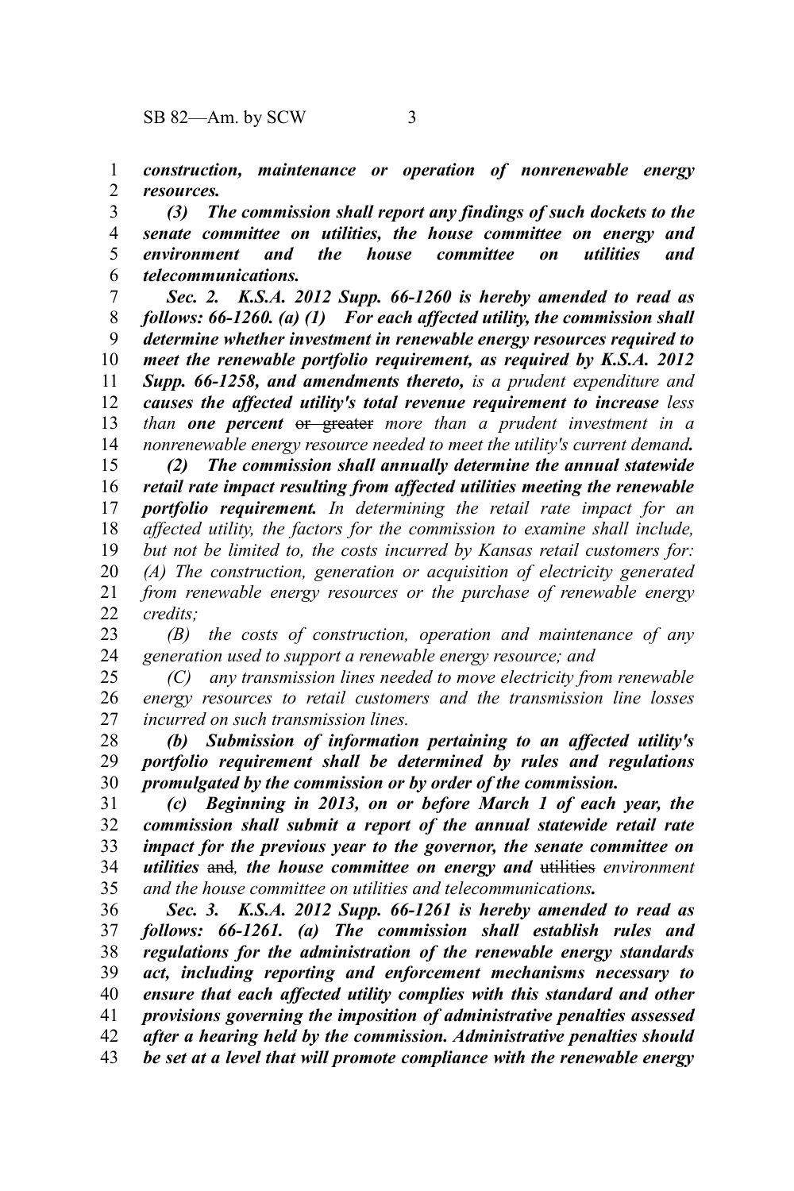***construction, maintenance or operation of nonrenewable energy resources.***

***(3) The commission shall report any findings of such dockets to the senate committee on utilities, the house committee on energy and environment and the house committee on utilities and telecommunications.***

***Sec. 2. K.S.A. 2012 Supp. 66-1260 is hereby amended to read as follows: 66-1260. (a) (1) For each affected utility, the commission shall determine whether investment in renewable energy resources required to meet the renewable portfolio requirement, as required by K.S.A. 2012 Supp. 66-1258, and amendments thereto,*** *is a prudent expenditure and* ***causes the affected utility's total revenue requirement to increase*** *less than* ***one percent*** ~~or greater~~ *more than a prudent investment in a nonrenewable energy resource needed to meet the utility's current demand****.***

***(2) The commission shall annually determine the annual statewide retail rate impact resulting from affected utilities meeting the renewable portfolio requirement.*** *In determining the retail rate impact for an affected utility, the factors for the commission to examine shall include, but not be limited to, the costs incurred by Kansas retail customers for: (A) The construction, generation or acquisition of electricity generated from renewable energy resources or the purchase of renewable energy credits;*

*(B) the costs of construction, operation and maintenance of any generation used to support a renewable energy resource; and*

*(C) any transmission lines needed to move electricity from renewable energy resources to retail customers and the transmission line losses incurred on such transmission lines.*

***(b) Submission of information pertaining to an affected utility's portfolio requirement shall be determined by rules and regulations promulgated by the commission or by order of the commission.***

***(c) Beginning in 2013, on or before March 1 of each year, the commission shall submit a report of the annual statewide retail rate impact for the previous year to the governor, the senate committee on utilities*** ~~and~~*,* ***the house committee on energy and*** ~~utilities~~ *environment and the house committee on utilities and telecommunications****.***

***Sec. 3. K.S.A. 2012 Supp. 66-1261 is hereby amended to read as follows: 66-1261. (a) The commission shall establish rules and regulations for the administration of the renewable energy standards act, including reporting and enforcement mechanisms necessary to ensure that each affected utility complies with this standard and other provisions governing the imposition of administrative penalties assessed after a hearing held by the commission. Administrative penalties should be set at a level that will promote compliance with the renewable energy***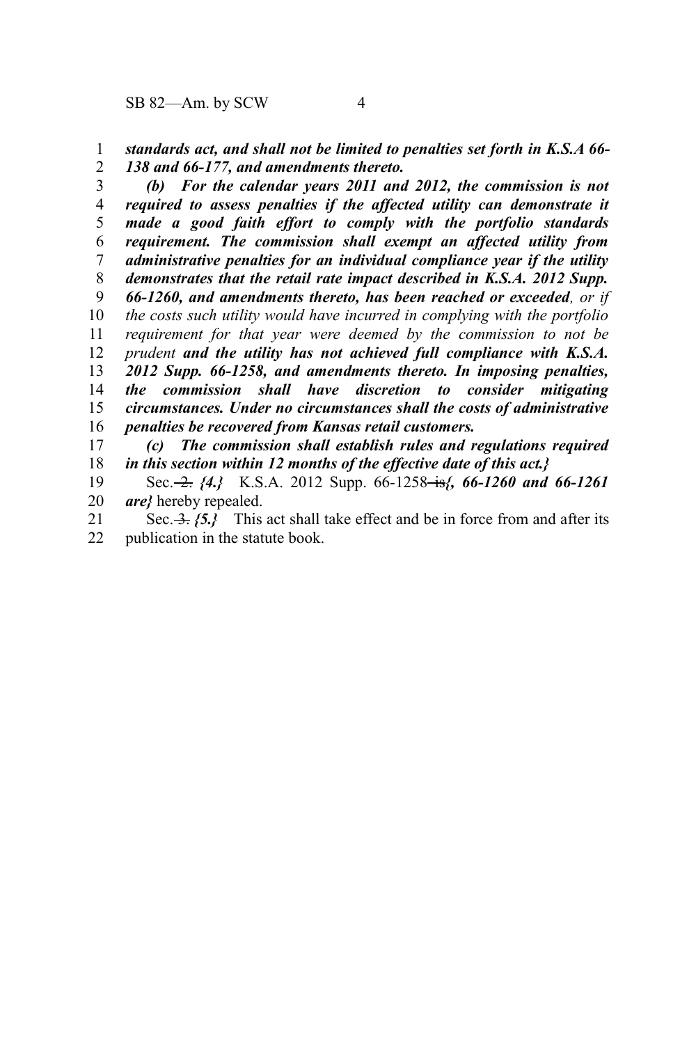***standards act, and shall not be limited to penalties set forth in K.S.A 66-138 and 66-177, and amendments thereto.***

***(b) For the calendar years 2011 and 2012, the commission is not required to assess penalties if the affected utility can demonstrate it made a good faith effort to comply with the portfolio standards requirement. The commission shall exempt an affected utility from administrative penalties for an individual compliance year if the utility demonstrates that the retail rate impact described in K.S.A. 2012 Supp. 66-1260, and amendments thereto, has been reached or exceeded****, or if the costs such utility would have incurred in complying with the portfolio requirement for that year were deemed by the commission to not be prudent* ***and the utility has not achieved full compliance with K.S.A. 2012 Supp. 66-1258, and amendments thereto. In imposing penalties, the commission shall have discretion to consider mitigating circumstances. Under no circumstances shall the costs of administrative penalties be recovered from Kansas retail customers.***

***(c) The commission shall establish rules and regulations required in this section within 12 months of the effective date of this act.}***

Sec. ~~2.~~ ***{4.}*** K.S.A. 2012 Supp. 66-1258 ~~is~~***{, 66-1260 and 66-1261 are}*** hereby repealed.

Sec. ~~3.~~ ***{5.}*** This act shall take effect and be in force from and after its publication in the statute book.